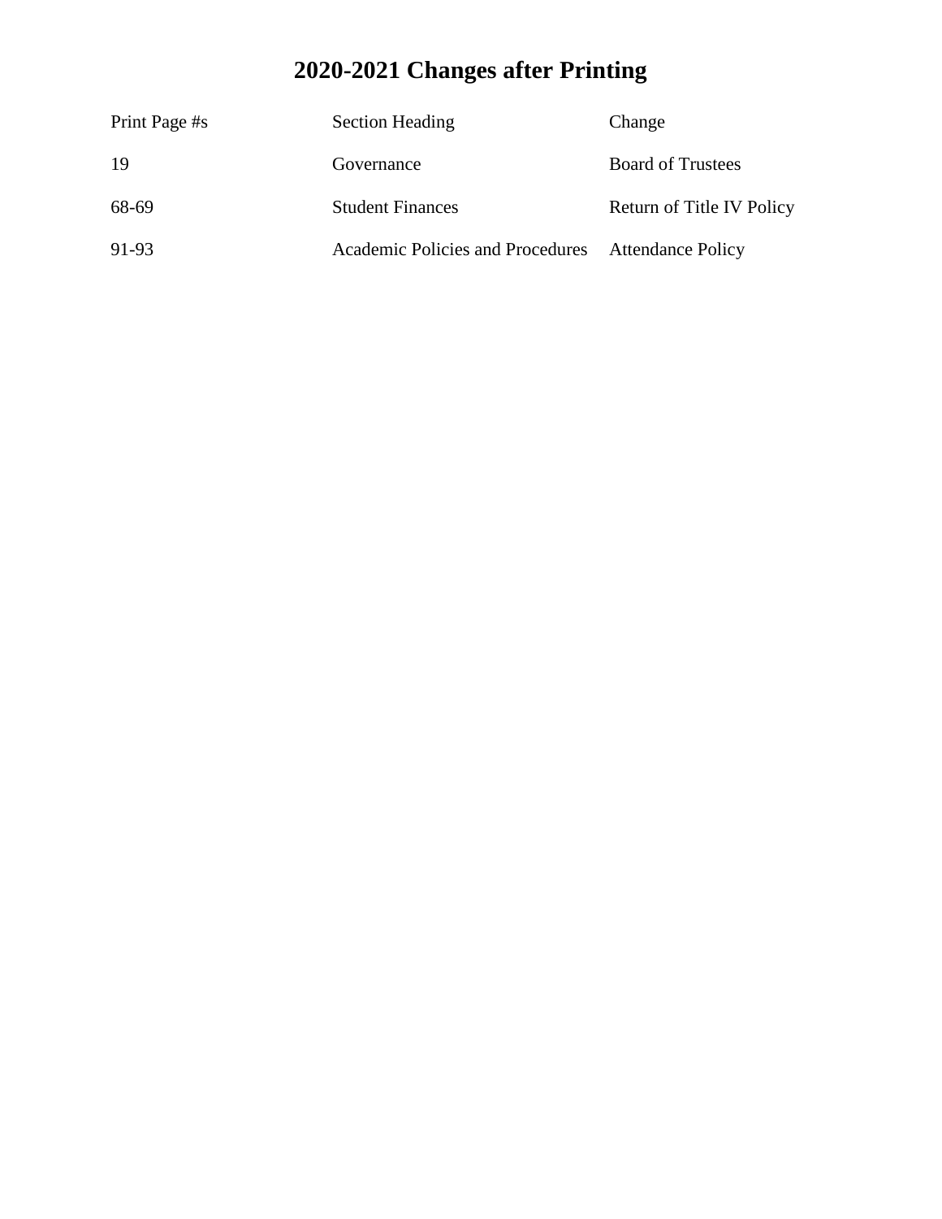# 2020-2021 Changes after Printing

| Print Page #s | Section Heading | Change |
|---|---|---|
| 19 | Governance | Board of Trustees |
| 68-69 | Student Finances | Return of Title IV Policy |
| 91-93 | Academic Policies and Procedures | Attendance Policy |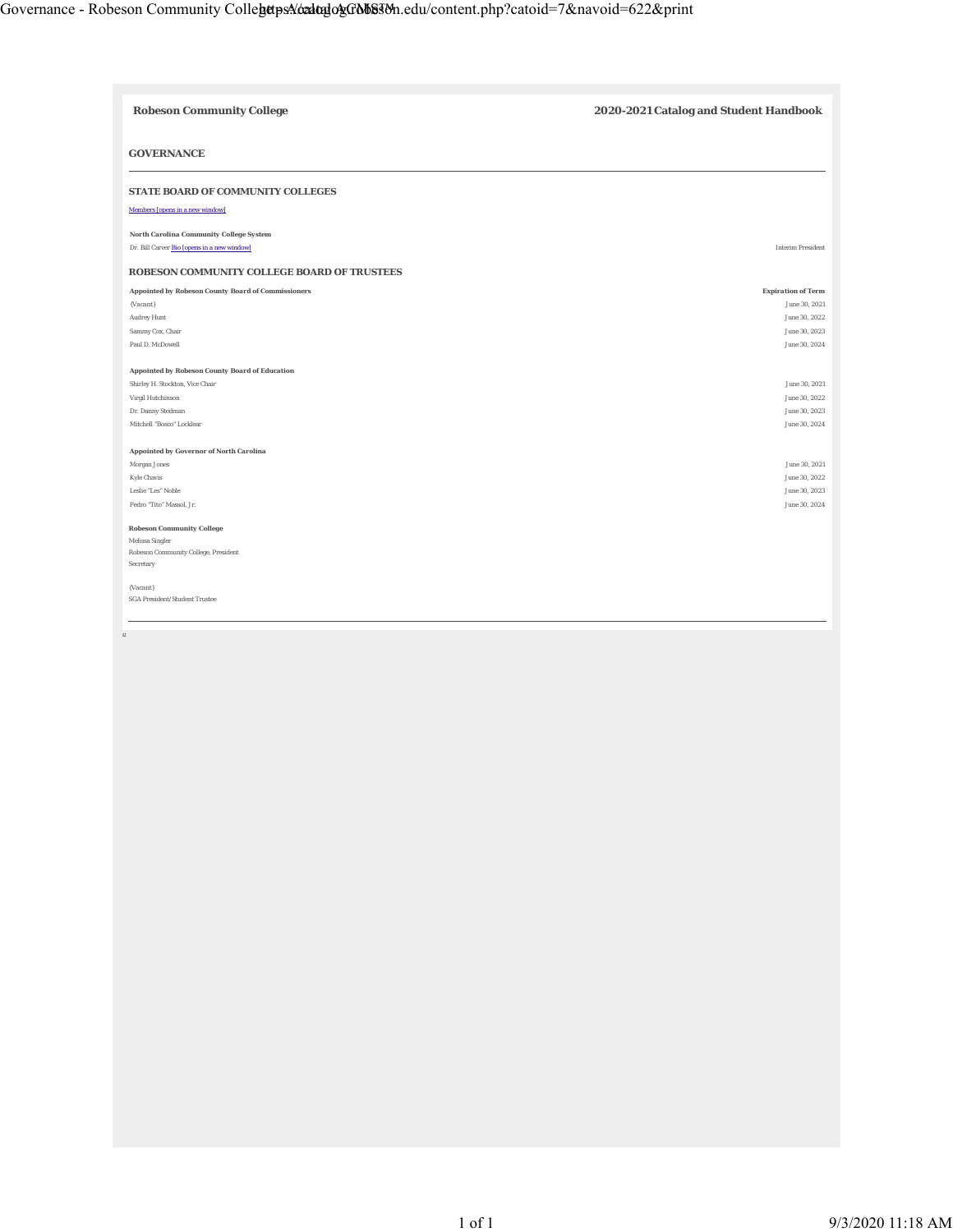**Robeson Community College** **2020-2021 Catalog and Student Handbook**

## GOVERNANCE

### STATE BOARD OF COMMUNITY COLLEGES

Members [opens in a new window]

**North Carolina Community College System**

Dr. Bill Carver Bio [opens in a new window] — Interim President

### ROBESON COMMUNITY COLLEGE BOARD OF TRUSTEES

| Appointed by Robeson County Board of Commissioners | Expiration of Term |
| --- | --- |
| (Vacant) | June 30, 2021 |
| Audrey Hunt | June 30, 2022 |
| Sammy Cox, Chair | June 30, 2023 |
| Paul D. McDowell | June 30, 2024 |

| Appointed by Robeson County Board of Education | |
| --- | --- |
| Shirley H. Stockton, Vice Chair | June 30, 2021 |
| Virgil Hutchinson | June 30, 2022 |
| Dr. Danny Stedman | June 30, 2023 |
| Mitchell "Bosco" Locklear | June 30, 2024 |

| Appointed by Governor of North Carolina | |
| --- | --- |
| Morgan Jones | June 30, 2021 |
| Kyle Chavis | June 30, 2022 |
| Leslie "Les" Noble | June 30, 2023 |
| Pedro "Tito" Massol, Jr. | June 30, 2024 |

**Robeson Community College**

Melissa Singler
Robeson Community College, President
Secretary

(Vacant)
SGA President/Student Trustee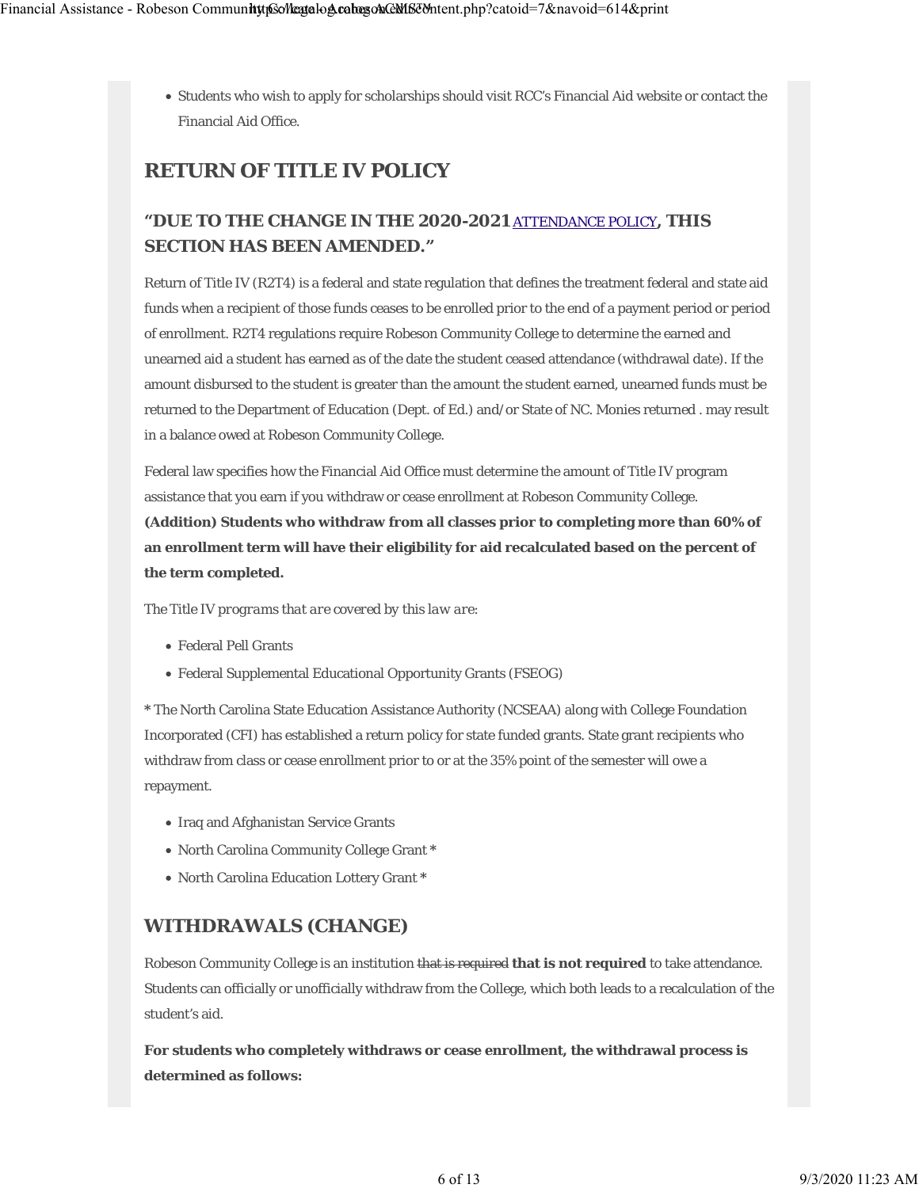- Students who wish to apply for scholarships should visit RCC's Financial Aid website or contact the Financial Aid Office.

## RETURN OF TITLE IV POLICY

### "DUE TO THE CHANGE IN THE 2020-2021 ATTENDANCE POLICY, THIS SECTION HAS BEEN AMENDED."

Return of Title IV (R2T4) is a federal and state regulation that defines the treatment federal and state aid funds when a recipient of those funds ceases to be enrolled prior to the end of a payment period or period of enrollment. R2T4 regulations require Robeson Community College to determine the earned and unearned aid a student has earned as of the date the student ceased attendance (withdrawal date). If the amount disbursed to the student is greater than the amount the student earned, unearned funds must be returned to the Department of Education (Dept. of Ed.) and/or State of NC. Monies returned . may result in a balance owed at Robeson Community College.

Federal law specifies how the Financial Aid Office must determine the amount of Title IV program assistance that you earn if you withdraw or cease enrollment at Robeson Community College. **(Addition) Students who withdraw from all classes prior to completing more than 60% of an enrollment term will have their eligibility for aid recalculated based on the percent of the term completed.**

*The Title IV programs that are covered by this law are:*

- Federal Pell Grants
- Federal Supplemental Educational Opportunity Grants (FSEOG)

* The North Carolina State Education Assistance Authority (NCSEAA) along with College Foundation Incorporated (CFI) has established a return policy for state funded grants. State grant recipients who withdraw from class or cease enrollment prior to or at the 35% point of the semester will owe a repayment.

- Iraq and Afghanistan Service Grants
- North Carolina Community College Grant *
- North Carolina Education Lottery Grant *

## WITHDRAWALS (CHANGE)

Robeson Community College is an institution ~~that is required~~ **that is not required** to take attendance. Students can officially or unofficially withdraw from the College, which both leads to a recalculation of the student's aid.

**For students who completely withdraws or cease enrollment, the withdrawal process is determined as follows:**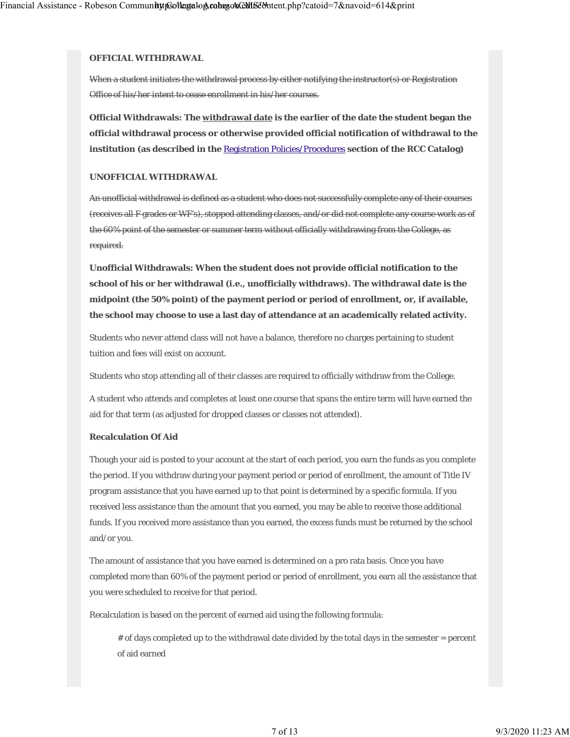**OFFICIAL WITHDRAWAL**

~~When a student initiates the withdrawal process by either notifying the instructor(s) or Registration Office of his/her intent to cease enrollment in his/her courses.~~

**Official Withdrawals: The withdrawal date is the earlier of the date the student began the official withdrawal process or otherwise provided official notification of withdrawal to the institution (as described in the Registration Policies/Procedures section of the RCC Catalog)**

**UNOFFICIAL WITHDRAWAL**

~~An unofficial withdrawal is defined as a student who does not successfully complete any of their courses (receives all F grades or WF's), stopped attending classes, and/or did not complete any course work as of the 60% point of the semester or summer term without officially withdrawing from the College, as required.~~

**Unofficial Withdrawals: When the student does not provide official notification to the school of his or her withdrawal (i.e., unofficially withdraws). The withdrawal date is the midpoint (the 50% point) of the payment period or period of enrollment, or, if available, the school may choose to use a last day of attendance at an academically related activity.**

Students who never attend class will not have a balance, therefore no charges pertaining to student tuition and fees will exist on account.

Students who stop attending all of their classes are required to officially withdraw from the College.

A student who attends and completes at least one course that spans the entire term will have earned the aid for that term (as adjusted for dropped classes or classes not attended).

**Recalculation Of Aid**

Though your aid is posted to your account at the start of each period, you earn the funds as you complete the period. If you withdraw during your payment period or period of enrollment, the amount of Title IV program assistance that you have earned up to that point is determined by a specific formula. If you received less assistance than the amount that you earned, you may be able to receive those additional funds. If you received more assistance than you earned, the excess funds must be returned by the school and/or you.

The amount of assistance that you have earned is determined on a pro rata basis. Once you have completed more than 60% of the payment period or period of enrollment, you earn all the assistance that you were scheduled to receive for that period.

Recalculation is based on the percent of earned aid using the following formula:

> # of days completed up to the withdrawal date divided by the total days in the semester = percent of aid earned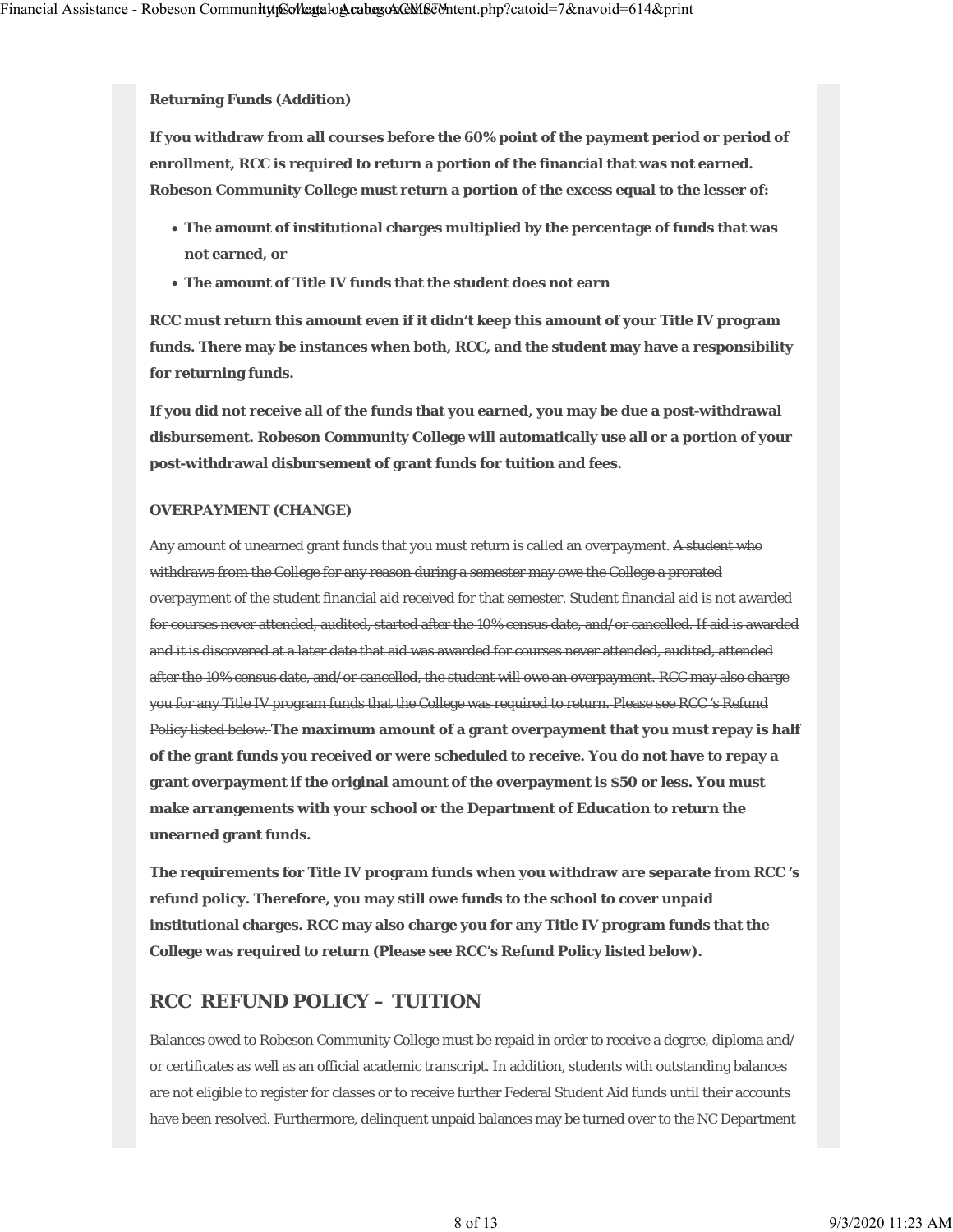**Returning Funds (Addition)**

**If you withdraw from all courses before the 60% point of the payment period or period of enrollment, RCC is required to return a portion of the financial that was not earned. Robeson Community College must return a portion of the excess equal to the lesser of:**

- **The amount of institutional charges multiplied by the percentage of funds that was not earned, or**
- **The amount of Title IV funds that the student does not earn**

**RCC must return this amount even if it didn't keep this amount of your Title IV program funds. There may be instances when both, RCC, and the student may have a responsibility for returning funds.**

**If you did not receive all of the funds that you earned, you may be due a post-withdrawal disbursement. Robeson Community College will automatically use all or a portion of your post-withdrawal disbursement of grant funds for tuition and fees.**

**OVERPAYMENT (CHANGE)**

Any amount of unearned grant funds that you must return is called an overpayment. ~~A student who withdraws from the College for any reason during a semester may owe the College a prorated overpayment of the student financial aid received for that semester. Student financial aid is not awarded for courses never attended, audited, started after the 10% census date, and/or cancelled. If aid is awarded and it is discovered at a later date that aid was awarded for courses never attended, audited, attended after the 10% census date, and/or cancelled, the student will owe an overpayment. RCC may also charge you for any Title IV program funds that the College was required to return. Please see RCC 's Refund Policy listed below.~~ **The maximum amount of a grant overpayment that you must repay is half of the grant funds you received or were scheduled to receive. You do not have to repay a grant overpayment if the original amount of the overpayment is $50 or less. You must make arrangements with your school or the Department of Education to return the unearned grant funds.**

**The requirements for Title IV program funds when you withdraw are separate from RCC 's refund policy. Therefore, you may still owe funds to the school to cover unpaid institutional charges. RCC may also charge you for any Title IV program funds that the College was required to return (Please see RCC's Refund Policy listed below).**

## RCC REFUND POLICY – TUITION

Balances owed to Robeson Community College must be repaid in order to receive a degree, diploma and/or certificates as well as an official academic transcript. In addition, students with outstanding balances are not eligible to register for classes or to receive further Federal Student Aid funds until their accounts have been resolved. Furthermore, delinquent unpaid balances may be turned over to the NC Department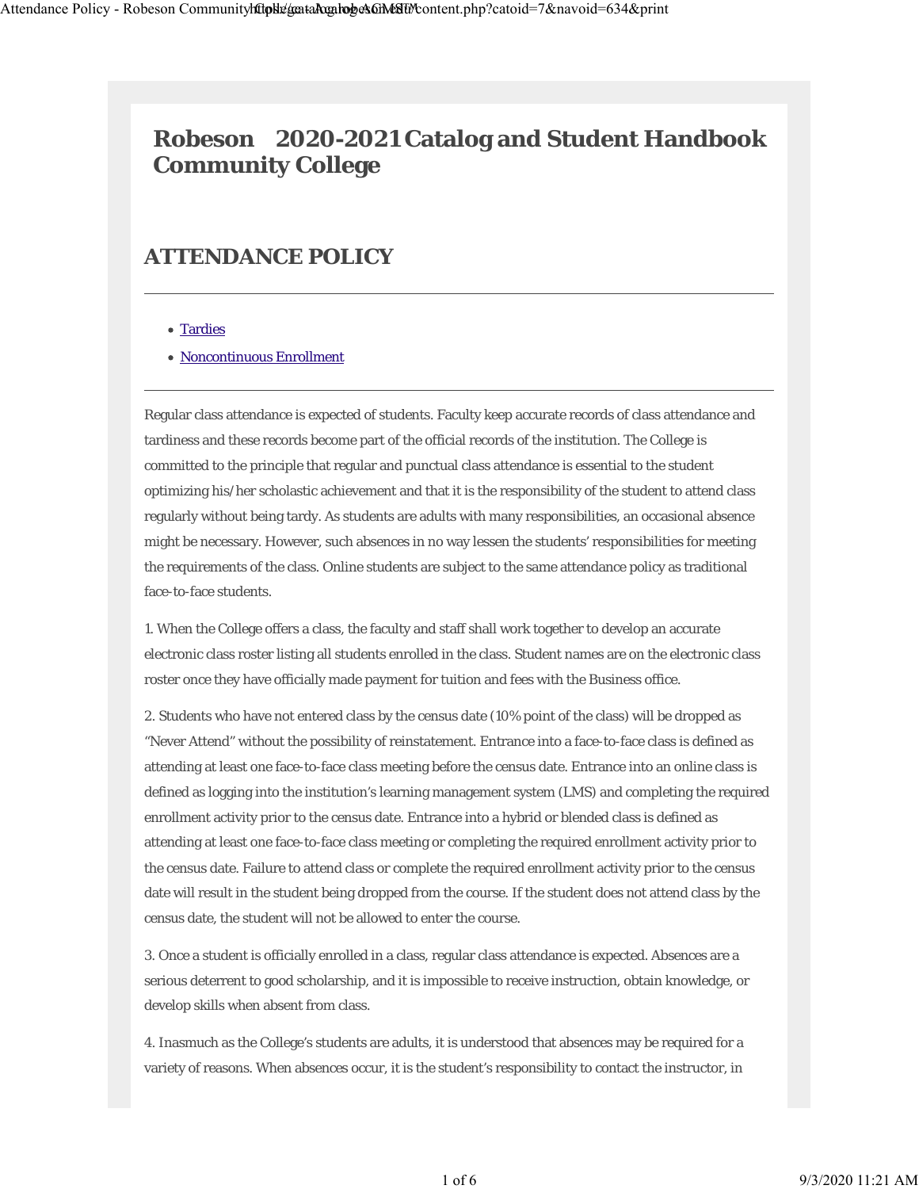# Robeson Community College 2020-2021 Catalog and Student Handbook

## ATTENDANCE POLICY

- Tardies
- Noncontinuous Enrollment

Regular class attendance is expected of students. Faculty keep accurate records of class attendance and tardiness and these records become part of the official records of the institution. The College is committed to the principle that regular and punctual class attendance is essential to the student optimizing his/her scholastic achievement and that it is the responsibility of the student to attend class regularly without being tardy. As students are adults with many responsibilities, an occasional absence might be necessary. However, such absences in no way lessen the students' responsibilities for meeting the requirements of the class. Online students are subject to the same attendance policy as traditional face-to-face students.

1. When the College offers a class, the faculty and staff shall work together to develop an accurate electronic class roster listing all students enrolled in the class. Student names are on the electronic class roster once they have officially made payment for tuition and fees with the Business office.

2. Students who have not entered class by the census date (10% point of the class) will be dropped as "Never Attend" without the possibility of reinstatement. Entrance into a face-to-face class is defined as attending at least one face-to-face class meeting before the census date. Entrance into an online class is defined as logging into the institution's learning management system (LMS) and completing the required enrollment activity prior to the census date. Entrance into a hybrid or blended class is defined as attending at least one face-to-face class meeting or completing the required enrollment activity prior to the census date. Failure to attend class or complete the required enrollment activity prior to the census date will result in the student being dropped from the course. If the student does not attend class by the census date, the student will not be allowed to enter the course.

3. Once a student is officially enrolled in a class, regular class attendance is expected. Absences are a serious deterrent to good scholarship, and it is impossible to receive instruction, obtain knowledge, or develop skills when absent from class.

4. Inasmuch as the College's students are adults, it is understood that absences may be required for a variety of reasons. When absences occur, it is the student's responsibility to contact the instructor, in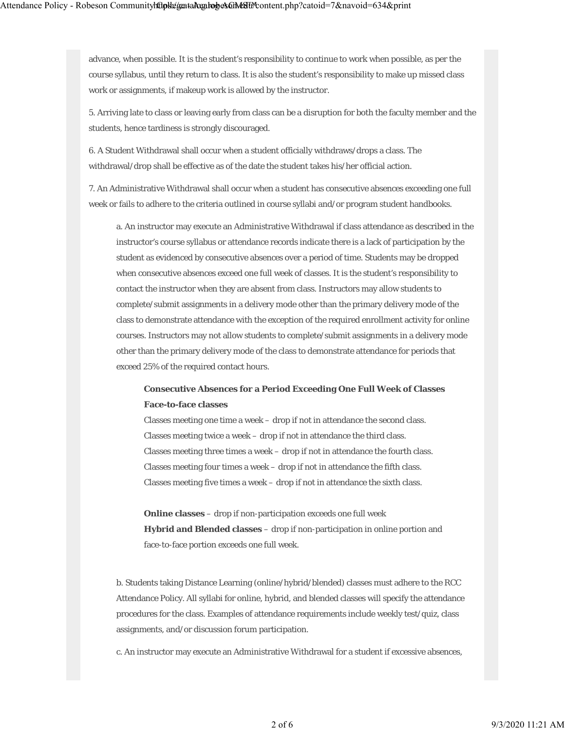advance, when possible. It is the student's responsibility to continue to work when possible, as per the course syllabus, until they return to class. It is also the student's responsibility to make up missed class work or assignments, if makeup work is allowed by the instructor.

5. Arriving late to class or leaving early from class can be a disruption for both the faculty member and the students, hence tardiness is strongly discouraged.

6. A Student Withdrawal shall occur when a student officially withdraws/drops a class. The withdrawal/drop shall be effective as of the date the student takes his/her official action.

7. An Administrative Withdrawal shall occur when a student has consecutive absences exceeding one full week or fails to adhere to the criteria outlined in course syllabi and/or program student handbooks.

a. An instructor may execute an Administrative Withdrawal if class attendance as described in the instructor's course syllabus or attendance records indicate there is a lack of participation by the student as evidenced by consecutive absences over a period of time. Students may be dropped when consecutive absences exceed one full week of classes. It is the student's responsibility to contact the instructor when they are absent from class. Instructors may allow students to complete/submit assignments in a delivery mode other than the primary delivery mode of the class to demonstrate attendance with the exception of the required enrollment activity for online courses. Instructors may not allow students to complete/submit assignments in a delivery mode other than the primary delivery mode of the class to demonstrate attendance for periods that exceed 25% of the required contact hours.

**Consecutive Absences for a Period Exceeding One Full Week of Classes**
**Face-to-face classes**
Classes meeting one time a week – drop if not in attendance the second class.
Classes meeting twice a week – drop if not in attendance the third class.
Classes meeting three times a week – drop if not in attendance the fourth class.
Classes meeting four times a week – drop if not in attendance the fifth class.
Classes meeting five times a week – drop if not in attendance the sixth class.

**Online classes** – drop if non-participation exceeds one full week
**Hybrid and Blended classes** – drop if non-participation in online portion and face-to-face portion exceeds one full week.

b. Students taking Distance Learning (online/hybrid/blended) classes must adhere to the RCC Attendance Policy. All syllabi for online, hybrid, and blended classes will specify the attendance procedures for the class. Examples of attendance requirements include weekly test/quiz, class assignments, and/or discussion forum participation.

c. An instructor may execute an Administrative Withdrawal for a student if excessive absences,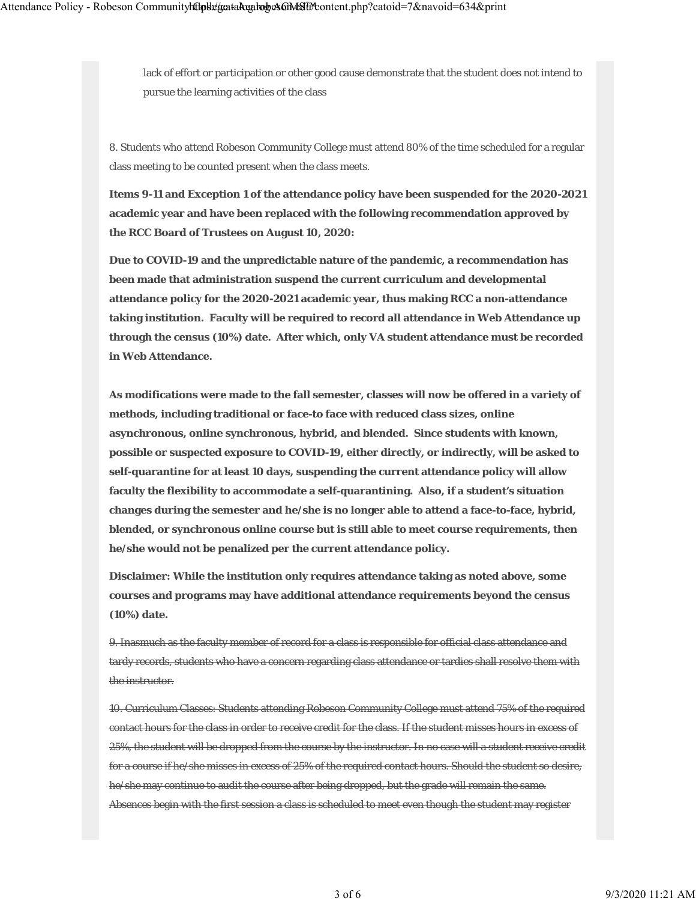lack of effort or participation or other good cause demonstrate that the student does not intend to pursue the learning activities of the class

8. Students who attend Robeson Community College must attend 80% of the time scheduled for a regular class meeting to be counted present when the class meets.

**Items 9-11 and Exception 1 of the attendance policy have been suspended for the 2020-2021 academic year and have been replaced with the following recommendation approved by the RCC Board of Trustees on August 10, 2020:**

**Due to COVID-19 and the unpredictable nature of the pandemic, a recommendation has been made that administration suspend the current curriculum and developmental attendance policy for the 2020-2021 academic year, thus making RCC a non-attendance taking institution. Faculty will be required to record all attendance in Web Attendance up through the census (10%) date. After which, only VA student attendance must be recorded in Web Attendance.**

**As modifications were made to the fall semester, classes will now be offered in a variety of methods, including traditional or face-to face with reduced class sizes, online asynchronous, online synchronous, hybrid, and blended. Since students with known, possible or suspected exposure to COVID-19, either directly, or indirectly, will be asked to self-quarantine for at least 10 days, suspending the current attendance policy will allow faculty the flexibility to accommodate a self-quarantining. Also, if a student's situation changes during the semester and he/she is no longer able to attend a face-to-face, hybrid, blended, or synchronous online course but is still able to meet course requirements, then he/she would not be penalized per the current attendance policy.**

**Disclaimer: While the institution only requires attendance taking as noted above, some courses and programs may have additional attendance requirements beyond the census (10%) date.**

~~9. Inasmuch as the faculty member of record for a class is responsible for official class attendance and tardy records, students who have a concern regarding class attendance or tardies shall resolve them with the instructor.~~

~~10. Curriculum Classes: Students attending Robeson Community College must attend 75% of the required contact hours for the class in order to receive credit for the class. If the student misses hours in excess of 25%, the student will be dropped from the course by the instructor. In no case will a student receive credit for a course if he/she misses in excess of 25% of the required contact hours. Should the student so desire, he/she may continue to audit the course after being dropped, but the grade will remain the same. Absences begin with the first session a class is scheduled to meet even though the student may register~~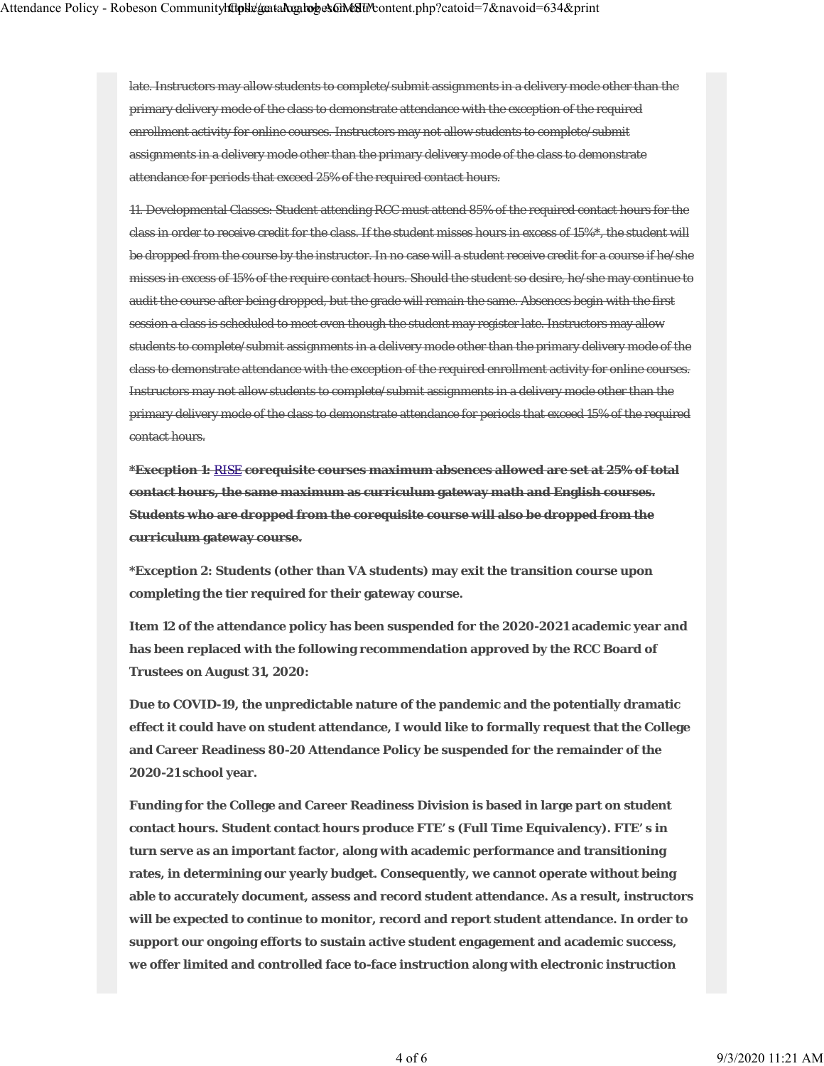~~late. Instructors may allow students to complete/submit assignments in a delivery mode other than the primary delivery mode of the class to demonstrate attendance with the exception of the required enrollment activity for online courses. Instructors may not allow students to complete/submit assignments in a delivery mode other than the primary delivery mode of the class to demonstrate attendance for periods that exceed 25% of the required contact hours.~~

~~11. Developmental Classes: Student attending RCC must attend 85% of the required contact hours for the class in order to receive credit for the class. If the student misses hours in excess of 15%*, the student will be dropped from the course by the instructor. In no case will a student receive credit for a course if he/she misses in excess of 15% of the require contact hours. Should the student so desire, he/she may continue to audit the course after being dropped, but the grade will remain the same. Absences begin with the first session a class is scheduled to meet even though the student may register late. Instructors may allow students to complete/submit assignments in a delivery mode other than the primary delivery mode of the class to demonstrate attendance with the exception of the required enrollment activity for online courses. Instructors may not allow students to complete/submit assignments in a delivery mode other than the primary delivery mode of the class to demonstrate attendance for periods that exceed 15% of the required contact hours.~~

~~**\*Execption 1: RISE corequisite courses maximum absences allowed are set at 25% of total contact hours, the same maximum as curriculum gateway math and English courses. Students who are dropped from the corequisite course will also be dropped from the curriculum gateway course.**~~

**\*Exception 2: Students (other than VA students) may exit the transition course upon completing the tier required for their gateway course.**

**Item 12 of the attendance policy has been suspended for the 2020-2021 academic year and has been replaced with the following recommendation approved by the RCC Board of Trustees on August 31, 2020:**

**Due to COVID-19, the unpredictable nature of the pandemic and the potentially dramatic effect it could have on student attendance, I would like to formally request that the College and Career Readiness 80-20 Attendance Policy be suspended for the remainder of the 2020-21 school year.**

**Funding for the College and Career Readiness Division is based in large part on student contact hours. Student contact hours produce FTE' s (Full Time Equivalency). FTE' s in turn serve as an important factor, along with academic performance and transitioning rates, in determining our yearly budget. Consequently, we cannot operate without being able to accurately document, assess and record student attendance. As a result, instructors will be expected to continue to monitor, record and report student attendance. In order to support our ongoing efforts to sustain active student engagement and academic success, we offer limited and controlled face to-face instruction along with electronic instruction**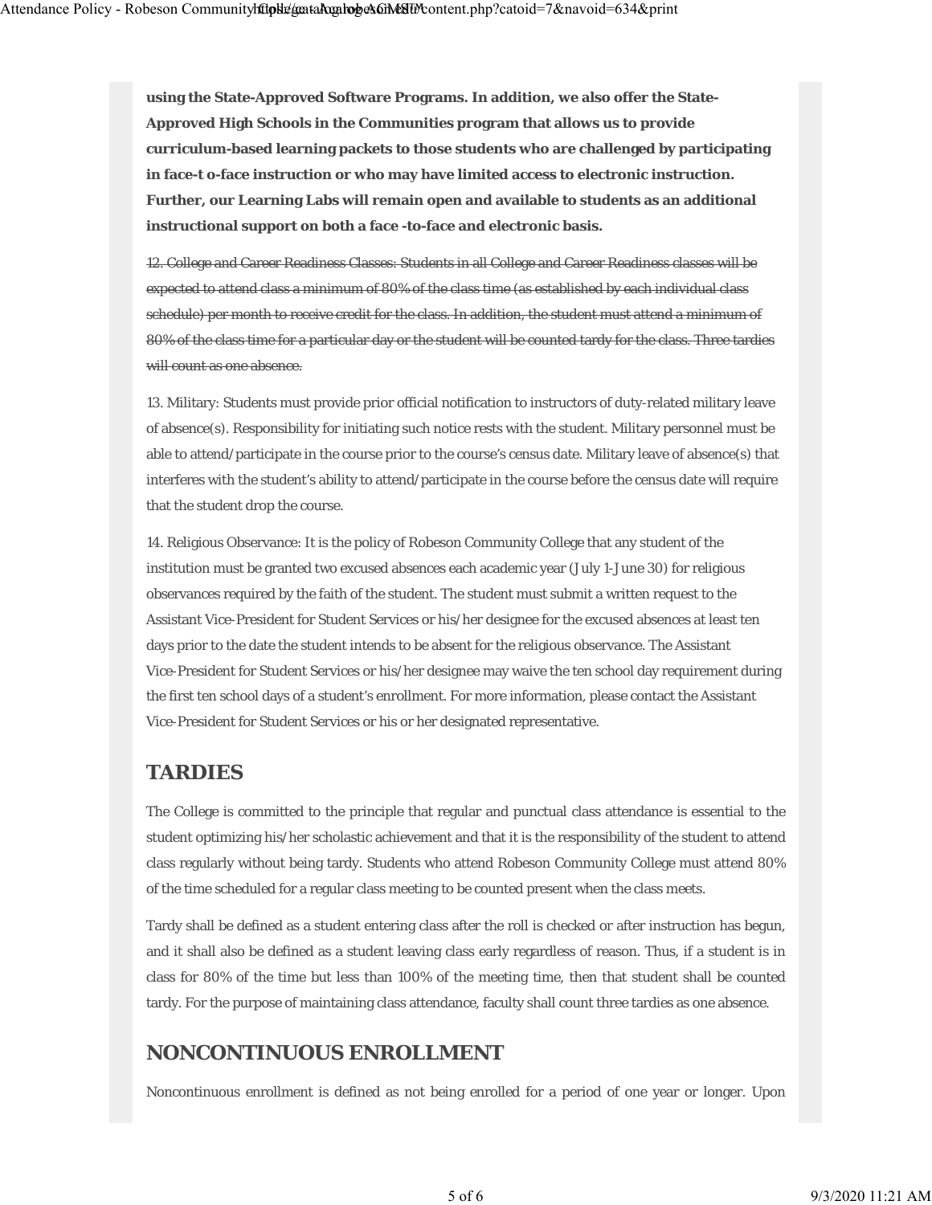**using the State-Approved Software Programs. In addition, we also offer the State-Approved High Schools in the Communities program that allows us to provide curriculum-based learning packets to those students who are challenged by participating in face-t o-face instruction or who may have limited access to electronic instruction. Further, our Learning Labs will remain open and available to students as an additional instructional support on both a face -to-face and electronic basis.**

~~12. College and Career Readiness Classes: Students in all College and Career Readiness classes will be expected to attend class a minimum of 80% of the class time (as established by each individual class schedule) per month to receive credit for the class. In addition, the student must attend a minimum of 80% of the class time for a particular day or the student will be counted tardy for the class. Three tardies will count as one absence.~~

13. Military: Students must provide prior official notification to instructors of duty-related military leave of absence(s). Responsibility for initiating such notice rests with the student. Military personnel must be able to attend/participate in the course prior to the course's census date. Military leave of absence(s) that interferes with the student's ability to attend/participate in the course before the census date will require that the student drop the course.

14. Religious Observance: It is the policy of Robeson Community College that any student of the institution must be granted two excused absences each academic year (July 1-June 30) for religious observances required by the faith of the student. The student must submit a written request to the Assistant Vice-President for Student Services or his/her designee for the excused absences at least ten days prior to the date the student intends to be absent for the religious observance. The Assistant Vice-President for Student Services or his/her designee may waive the ten school day requirement during the first ten school days of a student's enrollment. For more information, please contact the Assistant Vice-President for Student Services or his or her designated representative.

## TARDIES

The College is committed to the principle that regular and punctual class attendance is essential to the student optimizing his/her scholastic achievement and that it is the responsibility of the student to attend class regularly without being tardy. Students who attend Robeson Community College must attend 80% of the time scheduled for a regular class meeting to be counted present when the class meets.

Tardy shall be defined as a student entering class after the roll is checked or after instruction has begun, and it shall also be defined as a student leaving class early regardless of reason. Thus, if a student is in class for 80% of the time but less than 100% of the meeting time, then that student shall be counted tardy. For the purpose of maintaining class attendance, faculty shall count three tardies as one absence.

## NONCONTINUOUS ENROLLMENT

Noncontinuous enrollment is defined as not being enrolled for a period of one year or longer. Upon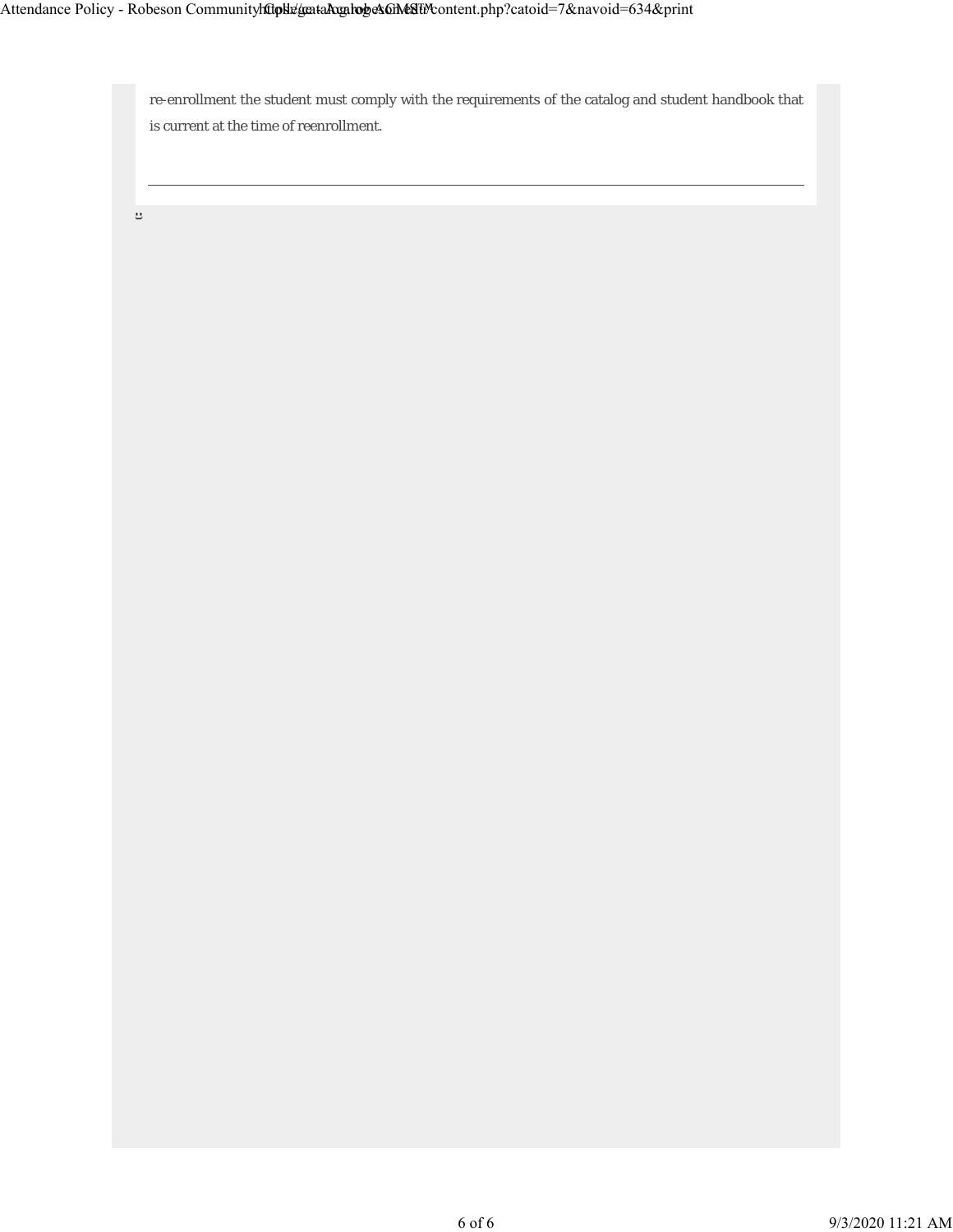re-enrollment the student must comply with the requirements of the catalog and student handbook that is current at the time of reenrollment.

---